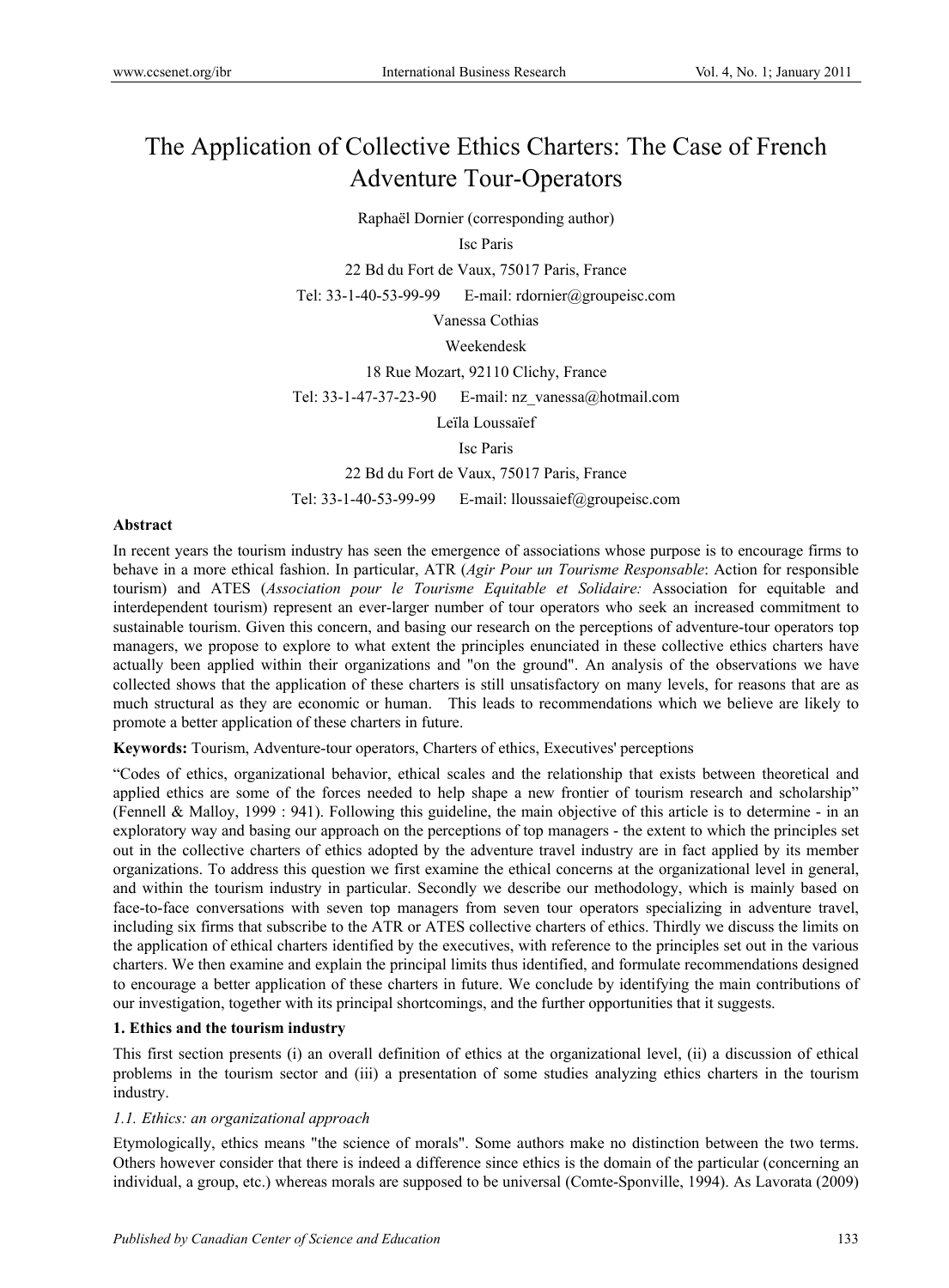# The Application of Collective Ethics Charters: The Case of French Adventure Tour-Operators

Raphaël Dornier (corresponding author)

Isc Paris

22 Bd du Fort de Vaux, 75017 Paris, France

Tel: 33-1-40-53-99-99 E-mail: rdornier@groupeisc.com

Vanessa Cothias

Weekendesk

18 Rue Mozart, 92110 Clichy, France

Tel: 33-1-47-37-23-90 E-mail: nz_vanessa@hotmail.com

Leïla Loussaïef

Isc Paris

22 Bd du Fort de Vaux, 75017 Paris, France

Tel: 33-1-40-53-99-99 E-mail: lloussaief@groupeisc.com

**Abstract**

In recent years the tourism industry has seen the emergence of associations whose purpose is to encourage firms to behave in a more ethical fashion. In particular, ATR (*Agir Pour un Tourisme Responsable*: Action for responsible tourism) and ATES (*Association pour le Tourisme Equitable et Solidaire:* Association for equitable and interdependent tourism) represent an ever-larger number of tour operators who seek an increased commitment to sustainable tourism. Given this concern, and basing our research on the perceptions of adventure-tour operators top managers, we propose to explore to what extent the principles enunciated in these collective ethics charters have actually been applied within their organizations and "on the ground". An analysis of the observations we have collected shows that the application of these charters is still unsatisfactory on many levels, for reasons that are as much structural as they are economic or human. This leads to recommendations which we believe are likely to promote a better application of these charters in future.

**Keywords:** Tourism, Adventure-tour operators, Charters of ethics, Executives' perceptions

"Codes of ethics, organizational behavior, ethical scales and the relationship that exists between theoretical and applied ethics are some of the forces needed to help shape a new frontier of tourism research and scholarship" (Fennell & Malloy, 1999 : 941). Following this guideline, the main objective of this article is to determine - in an exploratory way and basing our approach on the perceptions of top managers - the extent to which the principles set out in the collective charters of ethics adopted by the adventure travel industry are in fact applied by its member organizations. To address this question we first examine the ethical concerns at the organizational level in general, and within the tourism industry in particular. Secondly we describe our methodology, which is mainly based on face-to-face conversations with seven top managers from seven tour operators specializing in adventure travel, including six firms that subscribe to the ATR or ATES collective charters of ethics. Thirdly we discuss the limits on the application of ethical charters identified by the executives, with reference to the principles set out in the various charters. We then examine and explain the principal limits thus identified, and formulate recommendations designed to encourage a better application of these charters in future. We conclude by identifying the main contributions of our investigation, together with its principal shortcomings, and the further opportunities that it suggests.

## 1. Ethics and the tourism industry

This first section presents (i) an overall definition of ethics at the organizational level, (ii) a discussion of ethical problems in the tourism sector and (iii) a presentation of some studies analyzing ethics charters in the tourism industry.

### *1.1. Ethics: an organizational approach*

Etymologically, ethics means "the science of morals". Some authors make no distinction between the two terms. Others however consider that there is indeed a difference since ethics is the domain of the particular (concerning an individual, a group, etc.) whereas morals are supposed to be universal (Comte-Sponville, 1994). As Lavorata (2009)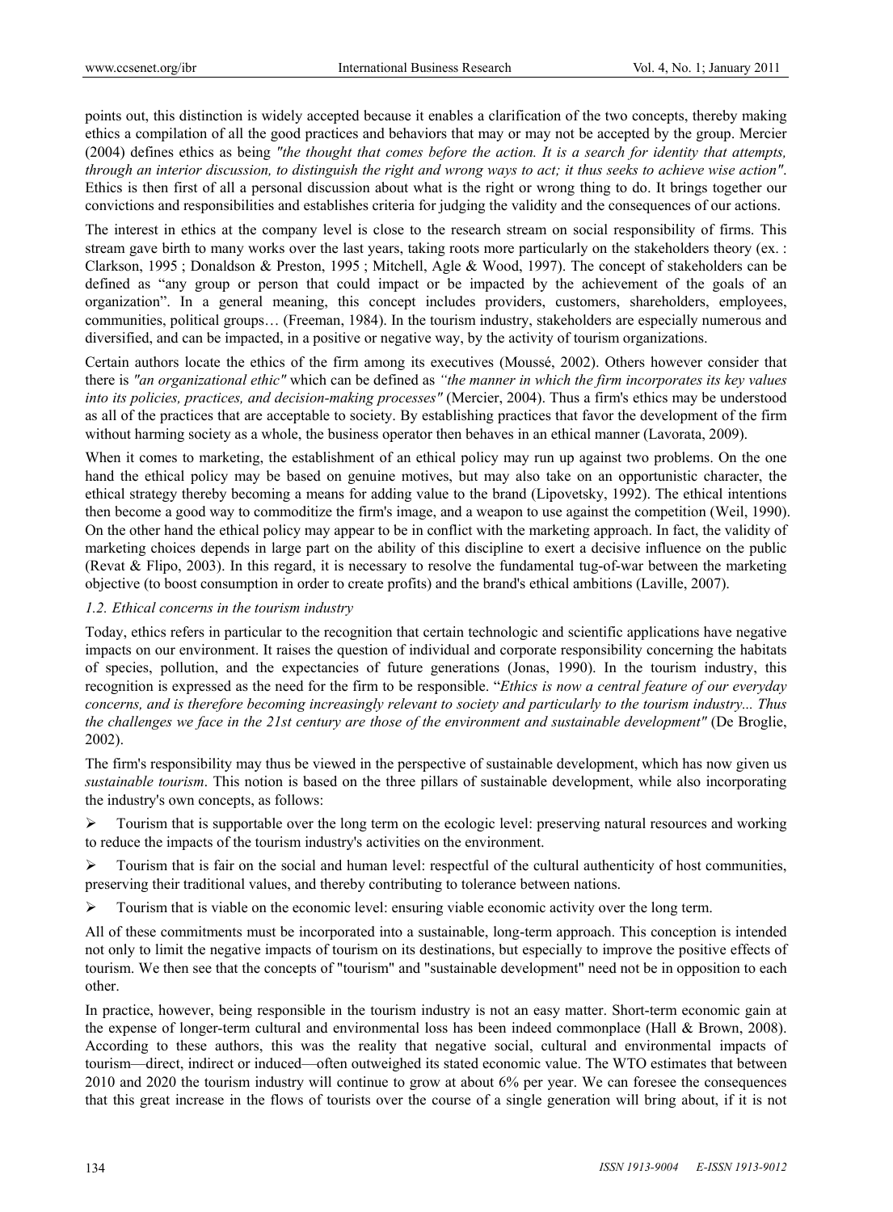points out, this distinction is widely accepted because it enables a clarification of the two concepts, thereby making ethics a compilation of all the good practices and behaviors that may or may not be accepted by the group. Mercier (2004) defines ethics as being *"the thought that comes before the action. It is a search for identity that attempts, through an interior discussion, to distinguish the right and wrong ways to act; it thus seeks to achieve wise action"*. Ethics is then first of all a personal discussion about what is the right or wrong thing to do. It brings together our convictions and responsibilities and establishes criteria for judging the validity and the consequences of our actions.

The interest in ethics at the company level is close to the research stream on social responsibility of firms. This stream gave birth to many works over the last years, taking roots more particularly on the stakeholders theory (ex. : Clarkson, 1995 ; Donaldson & Preston, 1995 ; Mitchell, Agle & Wood, 1997). The concept of stakeholders can be defined as "any group or person that could impact or be impacted by the achievement of the goals of an organization". In a general meaning, this concept includes providers, customers, shareholders, employees, communities, political groups… (Freeman, 1984). In the tourism industry, stakeholders are especially numerous and diversified, and can be impacted, in a positive or negative way, by the activity of tourism organizations.

Certain authors locate the ethics of the firm among its executives (Moussé, 2002). Others however consider that there is *"an organizational ethic"* which can be defined as *"the manner in which the firm incorporates its key values into its policies, practices, and decision-making processes"* (Mercier, 2004). Thus a firm's ethics may be understood as all of the practices that are acceptable to society. By establishing practices that favor the development of the firm without harming society as a whole, the business operator then behaves in an ethical manner (Lavorata, 2009).

When it comes to marketing, the establishment of an ethical policy may run up against two problems. On the one hand the ethical policy may be based on genuine motives, but may also take on an opportunistic character, the ethical strategy thereby becoming a means for adding value to the brand (Lipovetsky, 1992). The ethical intentions then become a good way to commoditize the firm's image, and a weapon to use against the competition (Weil, 1990). On the other hand the ethical policy may appear to be in conflict with the marketing approach. In fact, the validity of marketing choices depends in large part on the ability of this discipline to exert a decisive influence on the public (Revat & Flipo, 2003). In this regard, it is necessary to resolve the fundamental tug-of-war between the marketing objective (to boost consumption in order to create profits) and the brand's ethical ambitions (Laville, 2007).

### *1.2. Ethical concerns in the tourism industry*

Today, ethics refers in particular to the recognition that certain technologic and scientific applications have negative impacts on our environment. It raises the question of individual and corporate responsibility concerning the habitats of species, pollution, and the expectancies of future generations (Jonas, 1990). In the tourism industry, this recognition is expressed as the need for the firm to be responsible. "*Ethics is now a central feature of our everyday concerns, and is therefore becoming increasingly relevant to society and particularly to the tourism industry... Thus the challenges we face in the 21st century are those of the environment and sustainable development"* (De Broglie, 2002).

The firm's responsibility may thus be viewed in the perspective of sustainable development, which has now given us *sustainable tourism*. This notion is based on the three pillars of sustainable development, while also incorporating the industry's own concepts, as follows:

- Tourism that is supportable over the long term on the ecologic level: preserving natural resources and working to reduce the impacts of the tourism industry's activities on the environment.
- Tourism that is fair on the social and human level: respectful of the cultural authenticity of host communities, preserving their traditional values, and thereby contributing to tolerance between nations.
- Tourism that is viable on the economic level: ensuring viable economic activity over the long term.

All of these commitments must be incorporated into a sustainable, long-term approach. This conception is intended not only to limit the negative impacts of tourism on its destinations, but especially to improve the positive effects of tourism. We then see that the concepts of "tourism" and "sustainable development" need not be in opposition to each other.

In practice, however, being responsible in the tourism industry is not an easy matter. Short-term economic gain at the expense of longer-term cultural and environmental loss has been indeed commonplace (Hall & Brown, 2008). According to these authors, this was the reality that negative social, cultural and environmental impacts of tourism—direct, indirect or induced—often outweighed its stated economic value. The WTO estimates that between 2010 and 2020 the tourism industry will continue to grow at about 6% per year. We can foresee the consequences that this great increase in the flows of tourists over the course of a single generation will bring about, if it is not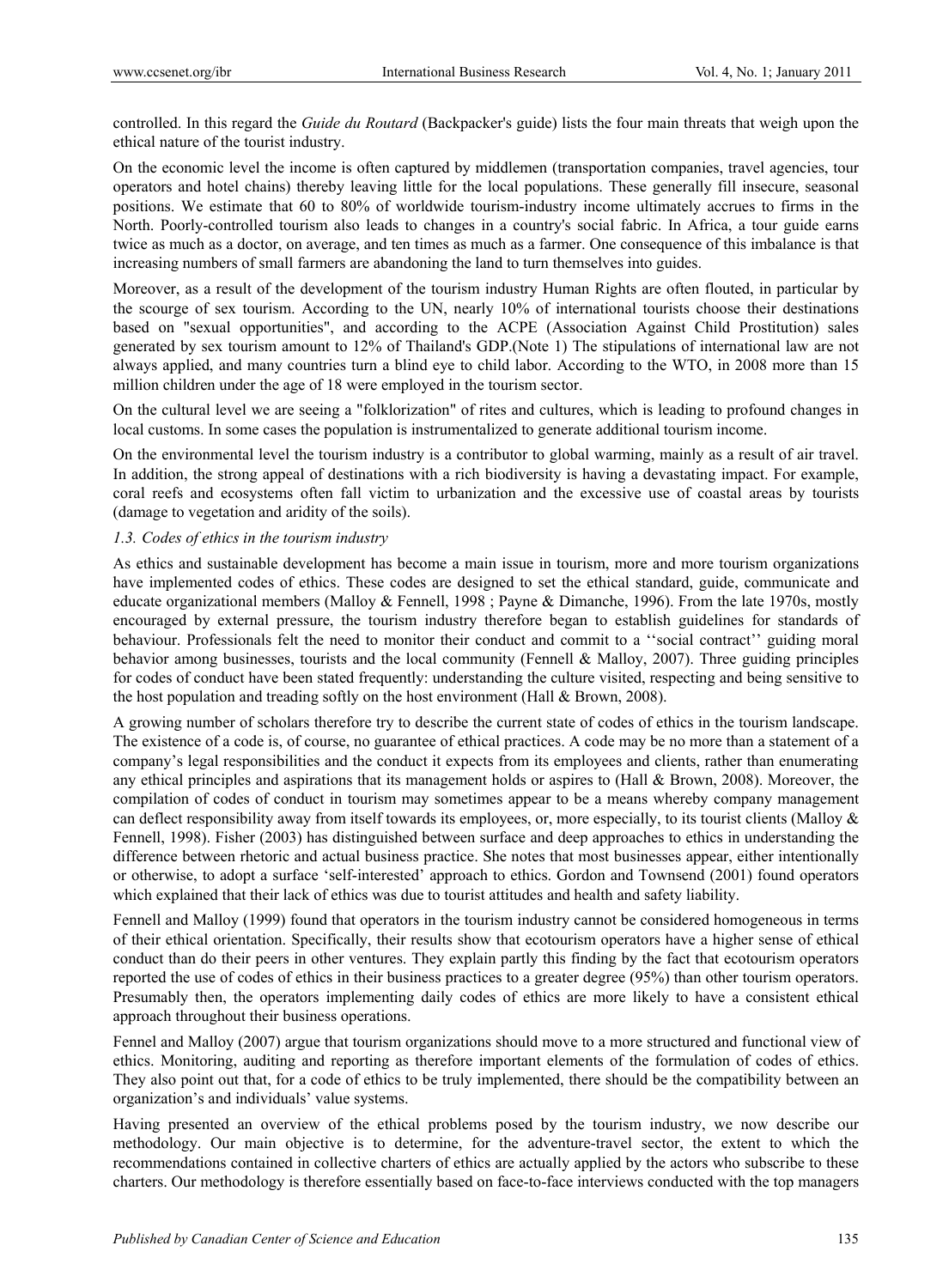controlled. In this regard the *Guide du Routard* (Backpacker's guide) lists the four main threats that weigh upon the ethical nature of the tourist industry.

On the economic level the income is often captured by middlemen (transportation companies, travel agencies, tour operators and hotel chains) thereby leaving little for the local populations. These generally fill insecure, seasonal positions. We estimate that 60 to 80% of worldwide tourism-industry income ultimately accrues to firms in the North. Poorly-controlled tourism also leads to changes in a country's social fabric. In Africa, a tour guide earns twice as much as a doctor, on average, and ten times as much as a farmer. One consequence of this imbalance is that increasing numbers of small farmers are abandoning the land to turn themselves into guides.

Moreover, as a result of the development of the tourism industry Human Rights are often flouted, in particular by the scourge of sex tourism. According to the UN, nearly 10% of international tourists choose their destinations based on "sexual opportunities", and according to the ACPE (Association Against Child Prostitution) sales generated by sex tourism amount to 12% of Thailand's GDP.(Note 1) The stipulations of international law are not always applied, and many countries turn a blind eye to child labor. According to the WTO, in 2008 more than 15 million children under the age of 18 were employed in the tourism sector.

On the cultural level we are seeing a "folklorization" of rites and cultures, which is leading to profound changes in local customs. In some cases the population is instrumentalized to generate additional tourism income.

On the environmental level the tourism industry is a contributor to global warming, mainly as a result of air travel. In addition, the strong appeal of destinations with a rich biodiversity is having a devastating impact. For example, coral reefs and ecosystems often fall victim to urbanization and the excessive use of coastal areas by tourists (damage to vegetation and aridity of the soils).

### *1.3. Codes of ethics in the tourism industry*

As ethics and sustainable development has become a main issue in tourism, more and more tourism organizations have implemented codes of ethics. These codes are designed to set the ethical standard, guide, communicate and educate organizational members (Malloy & Fennell, 1998 ; Payne & Dimanche, 1996). From the late 1970s, mostly encouraged by external pressure, the tourism industry therefore began to establish guidelines for standards of behaviour. Professionals felt the need to monitor their conduct and commit to a ''social contract'' guiding moral behavior among businesses, tourists and the local community (Fennell & Malloy, 2007). Three guiding principles for codes of conduct have been stated frequently: understanding the culture visited, respecting and being sensitive to the host population and treading softly on the host environment (Hall & Brown, 2008).

A growing number of scholars therefore try to describe the current state of codes of ethics in the tourism landscape. The existence of a code is, of course, no guarantee of ethical practices. A code may be no more than a statement of a company's legal responsibilities and the conduct it expects from its employees and clients, rather than enumerating any ethical principles and aspirations that its management holds or aspires to (Hall & Brown, 2008). Moreover, the compilation of codes of conduct in tourism may sometimes appear to be a means whereby company management can deflect responsibility away from itself towards its employees, or, more especially, to its tourist clients (Malloy & Fennell, 1998). Fisher (2003) has distinguished between surface and deep approaches to ethics in understanding the difference between rhetoric and actual business practice. She notes that most businesses appear, either intentionally or otherwise, to adopt a surface 'self-interested' approach to ethics. Gordon and Townsend (2001) found operators which explained that their lack of ethics was due to tourist attitudes and health and safety liability.

Fennell and Malloy (1999) found that operators in the tourism industry cannot be considered homogeneous in terms of their ethical orientation. Specifically, their results show that ecotourism operators have a higher sense of ethical conduct than do their peers in other ventures. They explain partly this finding by the fact that ecotourism operators reported the use of codes of ethics in their business practices to a greater degree (95%) than other tourism operators. Presumably then, the operators implementing daily codes of ethics are more likely to have a consistent ethical approach throughout their business operations.

Fennel and Malloy (2007) argue that tourism organizations should move to a more structured and functional view of ethics. Monitoring, auditing and reporting as therefore important elements of the formulation of codes of ethics. They also point out that, for a code of ethics to be truly implemented, there should be the compatibility between an organization's and individuals' value systems.

Having presented an overview of the ethical problems posed by the tourism industry, we now describe our methodology. Our main objective is to determine, for the adventure-travel sector, the extent to which the recommendations contained in collective charters of ethics are actually applied by the actors who subscribe to these charters. Our methodology is therefore essentially based on face-to-face interviews conducted with the top managers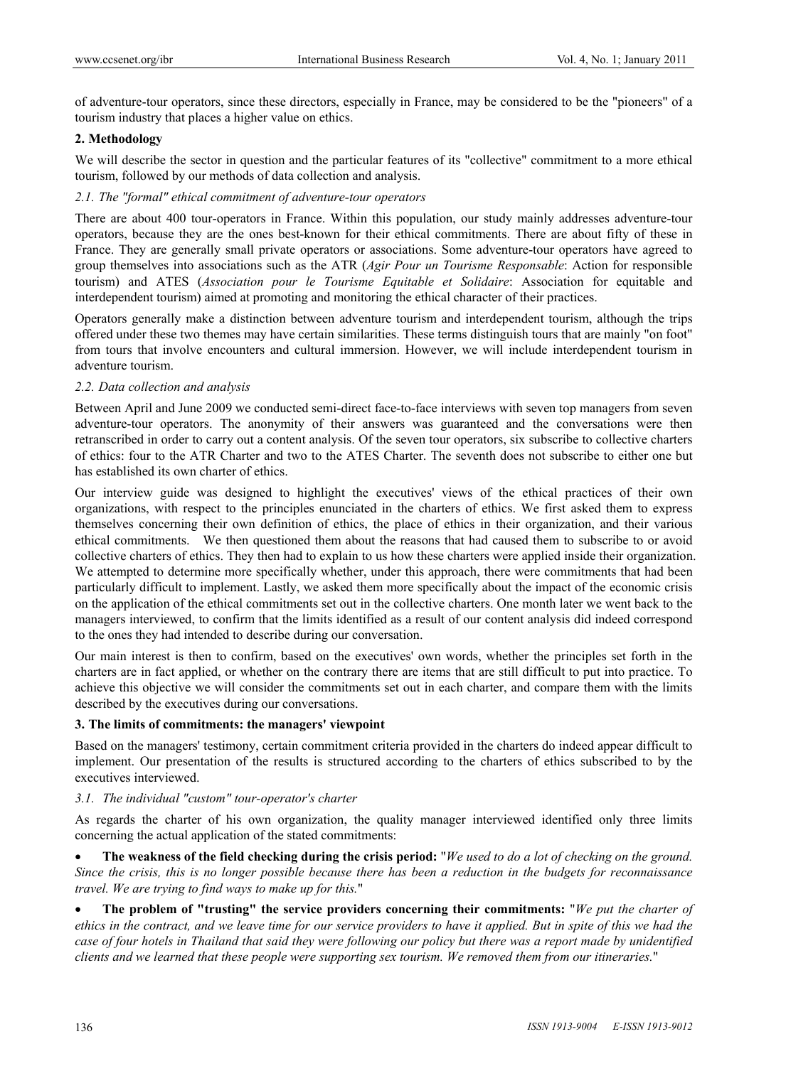of adventure-tour operators, since these directors, especially in France, may be considered to be the "pioneers" of a tourism industry that places a higher value on ethics.

## 2. Methodology

We will describe the sector in question and the particular features of its "collective" commitment to a more ethical tourism, followed by our methods of data collection and analysis.

### *2.1. The "formal" ethical commitment of adventure-tour operators*

There are about 400 tour-operators in France. Within this population, our study mainly addresses adventure-tour operators, because they are the ones best-known for their ethical commitments. There are about fifty of these in France. They are generally small private operators or associations. Some adventure-tour operators have agreed to group themselves into associations such as the ATR (*Agir Pour un Tourisme Responsable*: Action for responsible tourism) and ATES (*Association pour le Tourisme Equitable et Solidaire*: Association for equitable and interdependent tourism) aimed at promoting and monitoring the ethical character of their practices.

Operators generally make a distinction between adventure tourism and interdependent tourism, although the trips offered under these two themes may have certain similarities. These terms distinguish tours that are mainly "on foot" from tours that involve encounters and cultural immersion. However, we will include interdependent tourism in adventure tourism.

### *2.2. Data collection and analysis*

Between April and June 2009 we conducted semi-direct face-to-face interviews with seven top managers from seven adventure-tour operators. The anonymity of their answers was guaranteed and the conversations were then retranscribed in order to carry out a content analysis. Of the seven tour operators, six subscribe to collective charters of ethics: four to the ATR Charter and two to the ATES Charter. The seventh does not subscribe to either one but has established its own charter of ethics.

Our interview guide was designed to highlight the executives' views of the ethical practices of their own organizations, with respect to the principles enunciated in the charters of ethics. We first asked them to express themselves concerning their own definition of ethics, the place of ethics in their organization, and their various ethical commitments. We then questioned them about the reasons that had caused them to subscribe to or avoid collective charters of ethics. They then had to explain to us how these charters were applied inside their organization. We attempted to determine more specifically whether, under this approach, there were commitments that had been particularly difficult to implement. Lastly, we asked them more specifically about the impact of the economic crisis on the application of the ethical commitments set out in the collective charters. One month later we went back to the managers interviewed, to confirm that the limits identified as a result of our content analysis did indeed correspond to the ones they had intended to describe during our conversation.

Our main interest is then to confirm, based on the executives' own words, whether the principles set forth in the charters are in fact applied, or whether on the contrary there are items that are still difficult to put into practice. To achieve this objective we will consider the commitments set out in each charter, and compare them with the limits described by the executives during our conversations.

## 3. The limits of commitments: the managers' viewpoint

Based on the managers' testimony, certain commitment criteria provided in the charters do indeed appear difficult to implement. Our presentation of the results is structured according to the charters of ethics subscribed to by the executives interviewed.

### *3.1. The individual "custom" tour-operator's charter*

As regards the charter of his own organization, the quality manager interviewed identified only three limits concerning the actual application of the stated commitments:

- **The weakness of the field checking during the crisis period:** "*We used to do a lot of checking on the ground. Since the crisis, this is no longer possible because there has been a reduction in the budgets for reconnaissance travel. We are trying to find ways to make up for this.*"
- **The problem of "trusting" the service providers concerning their commitments:** "*We put the charter of ethics in the contract, and we leave time for our service providers to have it applied. But in spite of this we had the case of four hotels in Thailand that said they were following our policy but there was a report made by unidentified clients and we learned that these people were supporting sex tourism. We removed them from our itineraries.*"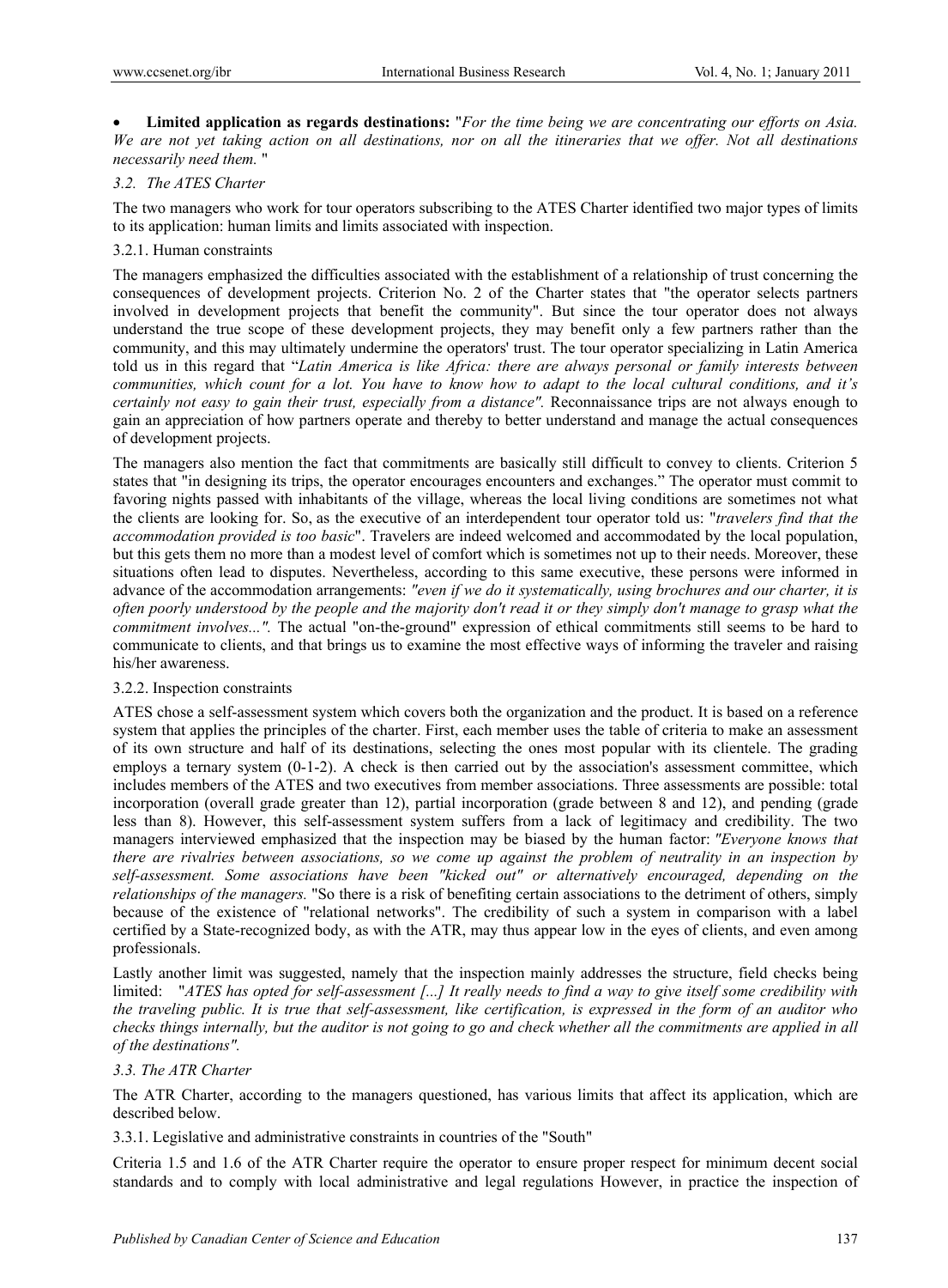- **Limited application as regards destinations:** "*For the time being we are concentrating our efforts on Asia. We are not yet taking action on all destinations, nor on all the itineraries that we offer. Not all destinations necessarily need them.* "

### *3.2. The ATES Charter*

The two managers who work for tour operators subscribing to the ATES Charter identified two major types of limits to its application: human limits and limits associated with inspection.

#### 3.2.1. Human constraints

The managers emphasized the difficulties associated with the establishment of a relationship of trust concerning the consequences of development projects. Criterion No. 2 of the Charter states that "the operator selects partners involved in development projects that benefit the community". But since the tour operator does not always understand the true scope of these development projects, they may benefit only a few partners rather than the community, and this may ultimately undermine the operators' trust. The tour operator specializing in Latin America told us in this regard that "*Latin America is like Africa: there are always personal or family interests between communities, which count for a lot. You have to know how to adapt to the local cultural conditions, and it's certainly not easy to gain their trust, especially from a distance".* Reconnaissance trips are not always enough to gain an appreciation of how partners operate and thereby to better understand and manage the actual consequences of development projects.

The managers also mention the fact that commitments are basically still difficult to convey to clients. Criterion 5 states that "in designing its trips, the operator encourages encounters and exchanges." The operator must commit to favoring nights passed with inhabitants of the village, whereas the local living conditions are sometimes not what the clients are looking for. So, as the executive of an interdependent tour operator told us: "*travelers find that the accommodation provided is too basic*". Travelers are indeed welcomed and accommodated by the local population, but this gets them no more than a modest level of comfort which is sometimes not up to their needs. Moreover, these situations often lead to disputes. Nevertheless, according to this same executive, these persons were informed in advance of the accommodation arrangements: *"even if we do it systematically, using brochures and our charter, it is often poorly understood by the people and the majority don't read it or they simply don't manage to grasp what the commitment involves...".* The actual "on-the-ground" expression of ethical commitments still seems to be hard to communicate to clients, and that brings us to examine the most effective ways of informing the traveler and raising his/her awareness.

#### 3.2.2. Inspection constraints

ATES chose a self-assessment system which covers both the organization and the product. It is based on a reference system that applies the principles of the charter. First, each member uses the table of criteria to make an assessment of its own structure and half of its destinations, selecting the ones most popular with its clientele. The grading employs a ternary system (0-1-2). A check is then carried out by the association's assessment committee, which includes members of the ATES and two executives from member associations. Three assessments are possible: total incorporation (overall grade greater than 12), partial incorporation (grade between 8 and 12), and pending (grade less than 8). However, this self-assessment system suffers from a lack of legitimacy and credibility. The two managers interviewed emphasized that the inspection may be biased by the human factor: *"Everyone knows that there are rivalries between associations, so we come up against the problem of neutrality in an inspection by self-assessment. Some associations have been "kicked out" or alternatively encouraged, depending on the relationships of the managers.* "So there is a risk of benefiting certain associations to the detriment of others, simply because of the existence of "relational networks". The credibility of such a system in comparison with a label certified by a State-recognized body, as with the ATR, may thus appear low in the eyes of clients, and even among professionals.

Lastly another limit was suggested, namely that the inspection mainly addresses the structure, field checks being limited: "*ATES has opted for self-assessment [...] It really needs to find a way to give itself some credibility with the traveling public. It is true that self-assessment, like certification, is expressed in the form of an auditor who checks things internally, but the auditor is not going to go and check whether all the commitments are applied in all of the destinations".*

### *3.3. The ATR Charter*

The ATR Charter, according to the managers questioned, has various limits that affect its application, which are described below.

#### 3.3.1. Legislative and administrative constraints in countries of the "South"

Criteria 1.5 and 1.6 of the ATR Charter require the operator to ensure proper respect for minimum decent social standards and to comply with local administrative and legal regulations However, in practice the inspection of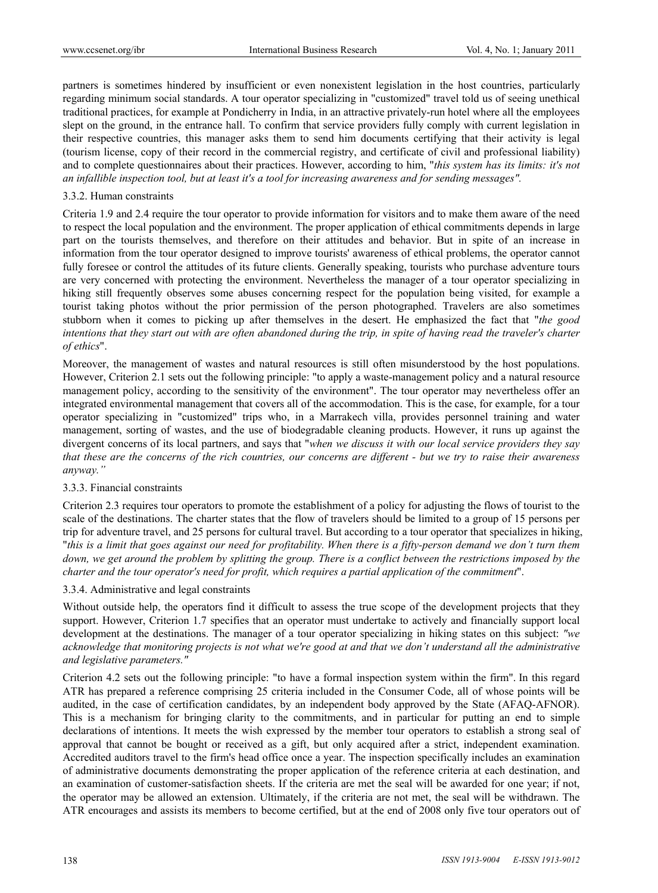partners is sometimes hindered by insufficient or even nonexistent legislation in the host countries, particularly regarding minimum social standards. A tour operator specializing in "customized" travel told us of seeing unethical traditional practices, for example at Pondicherry in India, in an attractive privately-run hotel where all the employees slept on the ground, in the entrance hall. To confirm that service providers fully comply with current legislation in their respective countries, this manager asks them to send him documents certifying that their activity is legal (tourism license, copy of their record in the commercial registry, and certificate of civil and professional liability) and to complete questionnaires about their practices. However, according to him, "*this system has its limits: it's not an infallible inspection tool, but at least it's a tool for increasing awareness and for sending messages"*.

### 3.3.2. Human constraints

Criteria 1.9 and 2.4 require the tour operator to provide information for visitors and to make them aware of the need to respect the local population and the environment. The proper application of ethical commitments depends in large part on the tourists themselves, and therefore on their attitudes and behavior. But in spite of an increase in information from the tour operator designed to improve tourists' awareness of ethical problems, the operator cannot fully foresee or control the attitudes of its future clients. Generally speaking, tourists who purchase adventure tours are very concerned with protecting the environment. Nevertheless the manager of a tour operator specializing in hiking still frequently observes some abuses concerning respect for the population being visited, for example a tourist taking photos without the prior permission of the person photographed. Travelers are also sometimes stubborn when it comes to picking up after themselves in the desert. He emphasized the fact that "*the good intentions that they start out with are often abandoned during the trip, in spite of having read the traveler's charter of ethics*".

Moreover, the management of wastes and natural resources is still often misunderstood by the host populations. However, Criterion 2.1 sets out the following principle: "to apply a waste-management policy and a natural resource management policy, according to the sensitivity of the environment". The tour operator may nevertheless offer an integrated environmental management that covers all of the accommodation. This is the case, for example, for a tour operator specializing in "customized" trips who, in a Marrakech villa, provides personnel training and water management, sorting of wastes, and the use of biodegradable cleaning products. However, it runs up against the divergent concerns of its local partners, and says that "*when we discuss it with our local service providers they say that these are the concerns of the rich countries, our concerns are different - but we try to raise their awareness anyway.”*

### 3.3.3. Financial constraints

Criterion 2.3 requires tour operators to promote the establishment of a policy for adjusting the flows of tourist to the scale of the destinations. The charter states that the flow of travelers should be limited to a group of 15 persons per trip for adventure travel, and 25 persons for cultural travel. But according to a tour operator that specializes in hiking, "*this is a limit that goes against our need for profitability. When there is a fifty-person demand we don’t turn them down, we get around the problem by splitting the group. There is a conflict between the restrictions imposed by the charter and the tour operator's need for profit, which requires a partial application of the commitment*".

### 3.3.4. Administrative and legal constraints

Without outside help, the operators find it difficult to assess the true scope of the development projects that they support. However, Criterion 1.7 specifies that an operator must undertake to actively and financially support local development at the destinations. The manager of a tour operator specializing in hiking states on this subject: *"we acknowledge that monitoring projects is not what we're good at and that we don’t understand all the administrative and legislative parameters."*

Criterion 4.2 sets out the following principle: "to have a formal inspection system within the firm". In this regard ATR has prepared a reference comprising 25 criteria included in the Consumer Code, all of whose points will be audited, in the case of certification candidates, by an independent body approved by the State (AFAQ-AFNOR). This is a mechanism for bringing clarity to the commitments, and in particular for putting an end to simple declarations of intentions. It meets the wish expressed by the member tour operators to establish a strong seal of approval that cannot be bought or received as a gift, but only acquired after a strict, independent examination. Accredited auditors travel to the firm's head office once a year. The inspection specifically includes an examination of administrative documents demonstrating the proper application of the reference criteria at each destination, and an examination of customer-satisfaction sheets. If the criteria are met the seal will be awarded for one year; if not, the operator may be allowed an extension. Ultimately, if the criteria are not met, the seal will be withdrawn. The ATR encourages and assists its members to become certified, but at the end of 2008 only five tour operators out of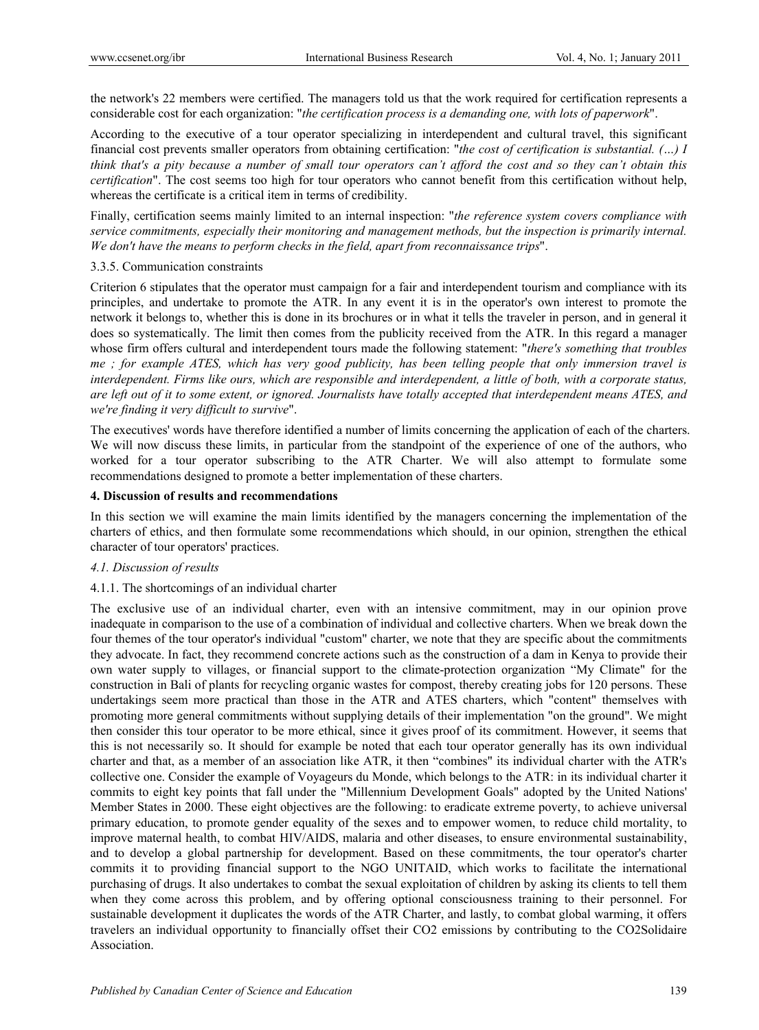the network's 22 members were certified. The managers told us that the work required for certification represents a considerable cost for each organization: "*the certification process is a demanding one, with lots of paperwork*".

According to the executive of a tour operator specializing in interdependent and cultural travel, this significant financial cost prevents smaller operators from obtaining certification: "*the cost of certification is substantial. (…) I think that's a pity because a number of small tour operators can't afford the cost and so they can't obtain this certification*". The cost seems too high for tour operators who cannot benefit from this certification without help, whereas the certificate is a critical item in terms of credibility.

Finally, certification seems mainly limited to an internal inspection: "*the reference system covers compliance with service commitments, especially their monitoring and management methods, but the inspection is primarily internal. We don't have the means to perform checks in the field, apart from reconnaissance trips*".

3.3.5. Communication constraints

Criterion 6 stipulates that the operator must campaign for a fair and interdependent tourism and compliance with its principles, and undertake to promote the ATR. In any event it is in the operator's own interest to promote the network it belongs to, whether this is done in its brochures or in what it tells the traveler in person, and in general it does so systematically. The limit then comes from the publicity received from the ATR. In this regard a manager whose firm offers cultural and interdependent tours made the following statement: "*there's something that troubles me ; for example ATES, which has very good publicity, has been telling people that only immersion travel is interdependent. Firms like ours, which are responsible and interdependent, a little of both, with a corporate status, are left out of it to some extent, or ignored. Journalists have totally accepted that interdependent means ATES, and we're finding it very difficult to survive*".

The executives' words have therefore identified a number of limits concerning the application of each of the charters. We will now discuss these limits, in particular from the standpoint of the experience of one of the authors, who worked for a tour operator subscribing to the ATR Charter. We will also attempt to formulate some recommendations designed to promote a better implementation of these charters.

## 4. Discussion of results and recommendations

In this section we will examine the main limits identified by the managers concerning the implementation of the charters of ethics, and then formulate some recommendations which should, in our opinion, strengthen the ethical character of tour operators' practices.

### *4.1. Discussion of results*

4.1.1. The shortcomings of an individual charter

The exclusive use of an individual charter, even with an intensive commitment, may in our opinion prove inadequate in comparison to the use of a combination of individual and collective charters. When we break down the four themes of the tour operator's individual "custom" charter, we note that they are specific about the commitments they advocate. In fact, they recommend concrete actions such as the construction of a dam in Kenya to provide their own water supply to villages, or financial support to the climate-protection organization "My Climate" for the construction in Bali of plants for recycling organic wastes for compost, thereby creating jobs for 120 persons. These undertakings seem more practical than those in the ATR and ATES charters, which "content" themselves with promoting more general commitments without supplying details of their implementation "on the ground". We might then consider this tour operator to be more ethical, since it gives proof of its commitment. However, it seems that this is not necessarily so. It should for example be noted that each tour operator generally has its own individual charter and that, as a member of an association like ATR, it then "combines" its individual charter with the ATR's collective one. Consider the example of Voyageurs du Monde, which belongs to the ATR: in its individual charter it commits to eight key points that fall under the "Millennium Development Goals" adopted by the United Nations' Member States in 2000. These eight objectives are the following: to eradicate extreme poverty, to achieve universal primary education, to promote gender equality of the sexes and to empower women, to reduce child mortality, to improve maternal health, to combat HIV/AIDS, malaria and other diseases, to ensure environmental sustainability, and to develop a global partnership for development. Based on these commitments, the tour operator's charter commits it to providing financial support to the NGO UNITAID, which works to facilitate the international purchasing of drugs. It also undertakes to combat the sexual exploitation of children by asking its clients to tell them when they come across this problem, and by offering optional consciousness training to their personnel. For sustainable development it duplicates the words of the ATR Charter, and lastly, to combat global warming, it offers travelers an individual opportunity to financially offset their $CO_2$ emissions by contributing to the CO2Solidaire Association.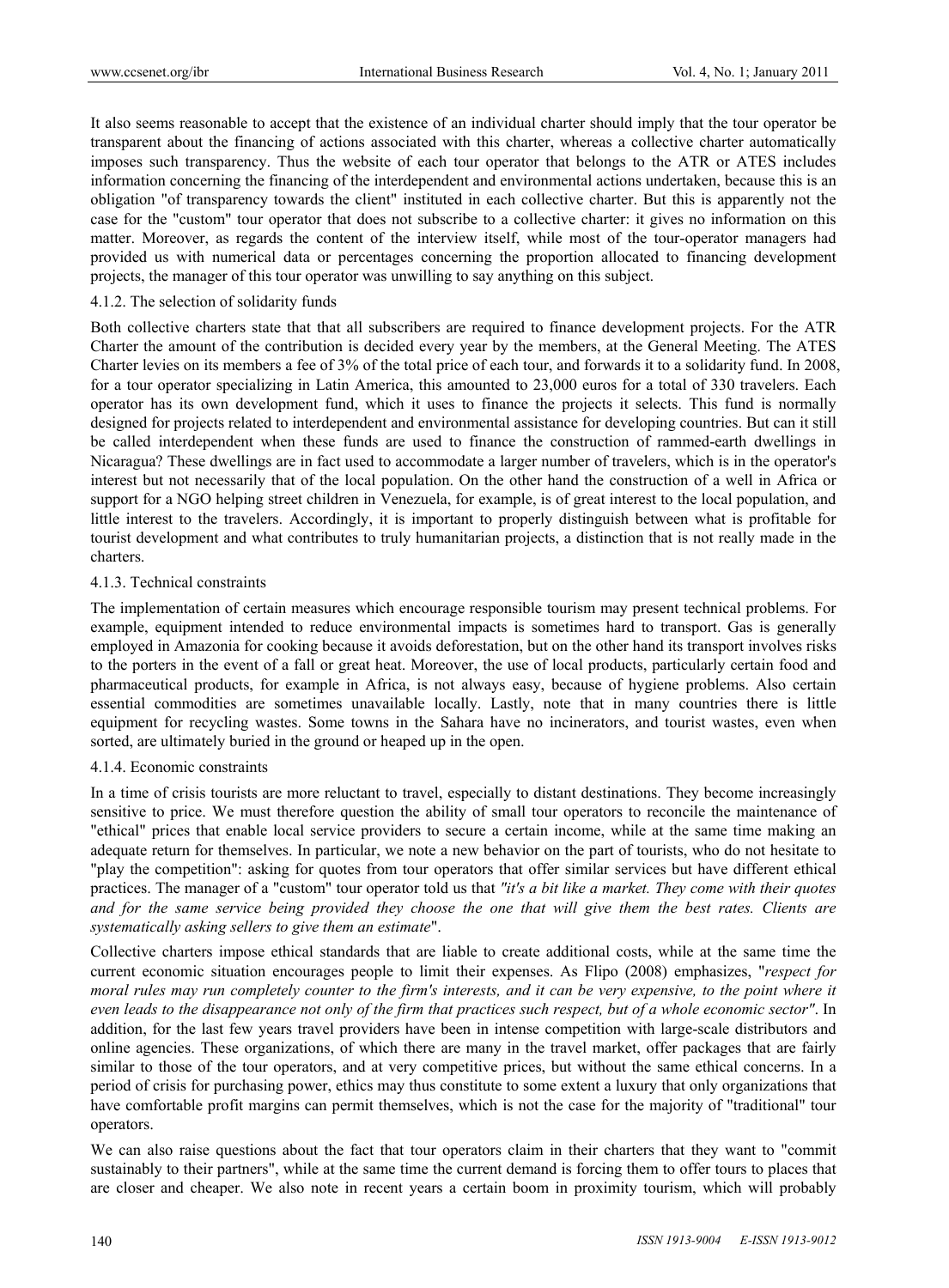It also seems reasonable to accept that the existence of an individual charter should imply that the tour operator be transparent about the financing of actions associated with this charter, whereas a collective charter automatically imposes such transparency. Thus the website of each tour operator that belongs to the ATR or ATES includes information concerning the financing of the interdependent and environmental actions undertaken, because this is an obligation "of transparency towards the client" instituted in each collective charter. But this is apparently not the case for the "custom" tour operator that does not subscribe to a collective charter: it gives no information on this matter. Moreover, as regards the content of the interview itself, while most of the tour-operator managers had provided us with numerical data or percentages concerning the proportion allocated to financing development projects, the manager of this tour operator was unwilling to say anything on this subject.

#### 4.1.2. The selection of solidarity funds

Both collective charters state that that all subscribers are required to finance development projects. For the ATR Charter the amount of the contribution is decided every year by the members, at the General Meeting. The ATES Charter levies on its members a fee of 3% of the total price of each tour, and forwards it to a solidarity fund. In 2008, for a tour operator specializing in Latin America, this amounted to 23,000 euros for a total of 330 travelers. Each operator has its own development fund, which it uses to finance the projects it selects. This fund is normally designed for projects related to interdependent and environmental assistance for developing countries. But can it still be called interdependent when these funds are used to finance the construction of rammed-earth dwellings in Nicaragua? These dwellings are in fact used to accommodate a larger number of travelers, which is in the operator's interest but not necessarily that of the local population. On the other hand the construction of a well in Africa or support for a NGO helping street children in Venezuela, for example, is of great interest to the local population, and little interest to the travelers. Accordingly, it is important to properly distinguish between what is profitable for tourist development and what contributes to truly humanitarian projects, a distinction that is not really made in the charters.

#### 4.1.3. Technical constraints

The implementation of certain measures which encourage responsible tourism may present technical problems. For example, equipment intended to reduce environmental impacts is sometimes hard to transport. Gas is generally employed in Amazonia for cooking because it avoids deforestation, but on the other hand its transport involves risks to the porters in the event of a fall or great heat. Moreover, the use of local products, particularly certain food and pharmaceutical products, for example in Africa, is not always easy, because of hygiene problems. Also certain essential commodities are sometimes unavailable locally. Lastly, note that in many countries there is little equipment for recycling wastes. Some towns in the Sahara have no incinerators, and tourist wastes, even when sorted, are ultimately buried in the ground or heaped up in the open.

#### 4.1.4. Economic constraints

In a time of crisis tourists are more reluctant to travel, especially to distant destinations. They become increasingly sensitive to price. We must therefore question the ability of small tour operators to reconcile the maintenance of "ethical" prices that enable local service providers to secure a certain income, while at the same time making an adequate return for themselves. In particular, we note a new behavior on the part of tourists, who do not hesitate to "play the competition": asking for quotes from tour operators that offer similar services but have different ethical practices. The manager of a "custom" tour operator told us that *"it's a bit like a market. They come with their quotes and for the same service being provided they choose the one that will give them the best rates. Clients are systematically asking sellers to give them an estimate*".

Collective charters impose ethical standards that are liable to create additional costs, while at the same time the current economic situation encourages people to limit their expenses. As Flipo (2008) emphasizes, "*respect for moral rules may run completely counter to the firm's interests, and it can be very expensive, to the point where it even leads to the disappearance not only of the firm that practices such respect, but of a whole economic sector"*. In addition, for the last few years travel providers have been in intense competition with large-scale distributors and online agencies. These organizations, of which there are many in the travel market, offer packages that are fairly similar to those of the tour operators, and at very competitive prices, but without the same ethical concerns. In a period of crisis for purchasing power, ethics may thus constitute to some extent a luxury that only organizations that have comfortable profit margins can permit themselves, which is not the case for the majority of "traditional" tour operators.

We can also raise questions about the fact that tour operators claim in their charters that they want to "commit sustainably to their partners", while at the same time the current demand is forcing them to offer tours to places that are closer and cheaper. We also note in recent years a certain boom in proximity tourism, which will probably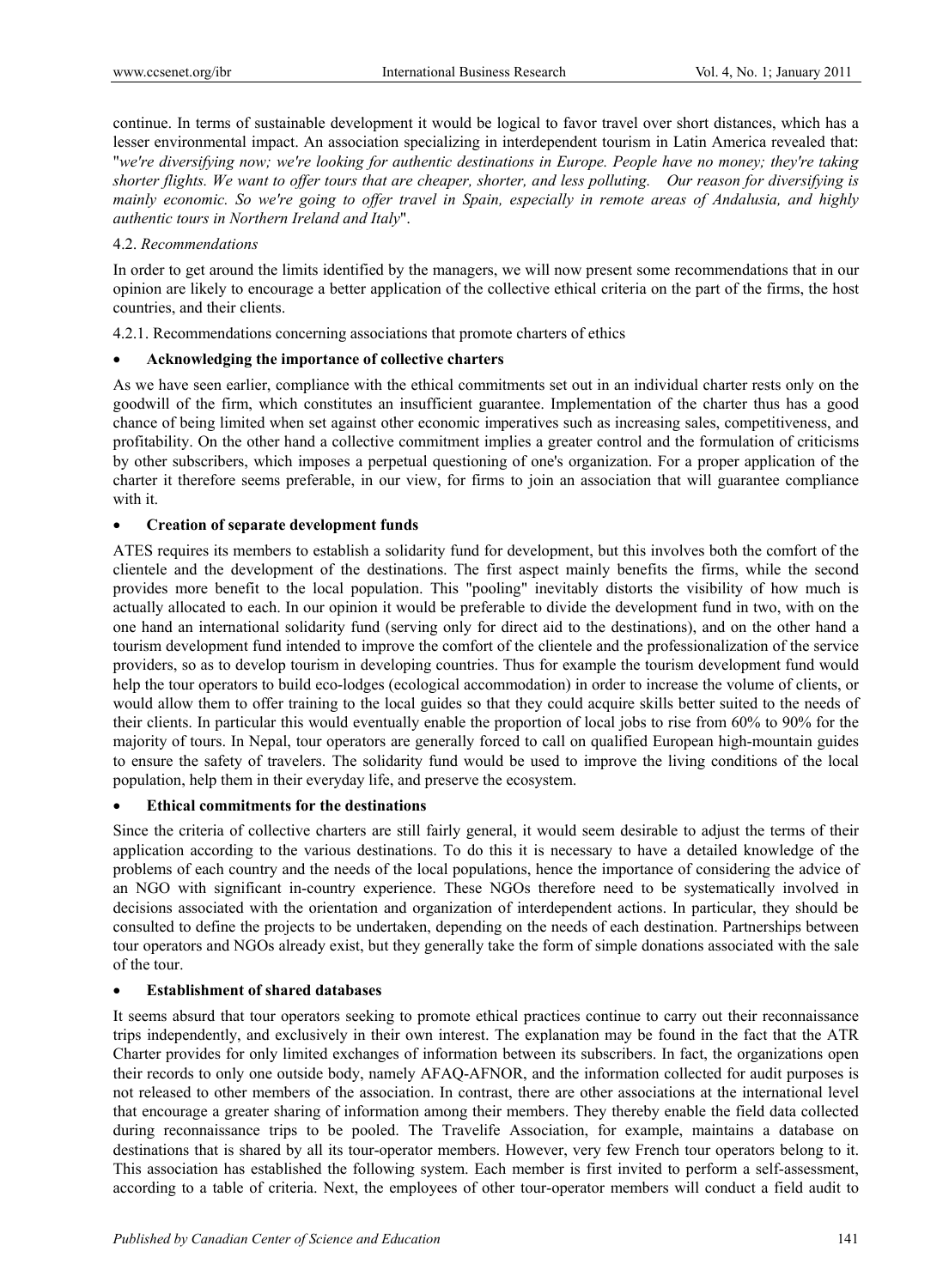continue. In terms of sustainable development it would be logical to favor travel over short distances, which has a lesser environmental impact. An association specializing in interdependent tourism in Latin America revealed that: "*we're diversifying now; we're looking for authentic destinations in Europe. People have no money; they're taking shorter flights. We want to offer tours that are cheaper, shorter, and less polluting. Our reason for diversifying is mainly economic. So we're going to offer travel in Spain, especially in remote areas of Andalusia, and highly authentic tours in Northern Ireland and Italy*".

### 4.2. *Recommendations*

In order to get around the limits identified by the managers, we will now present some recommendations that in our opinion are likely to encourage a better application of the collective ethical criteria on the part of the firms, the host countries, and their clients.

#### 4.2.1. Recommendations concerning associations that promote charters of ethics

- **Acknowledging the importance of collective charters**

As we have seen earlier, compliance with the ethical commitments set out in an individual charter rests only on the goodwill of the firm, which constitutes an insufficient guarantee. Implementation of the charter thus has a good chance of being limited when set against other economic imperatives such as increasing sales, competitiveness, and profitability. On the other hand a collective commitment implies a greater control and the formulation of criticisms by other subscribers, which imposes a perpetual questioning of one's organization. For a proper application of the charter it therefore seems preferable, in our view, for firms to join an association that will guarantee compliance with it.

- **Creation of separate development funds**

ATES requires its members to establish a solidarity fund for development, but this involves both the comfort of the clientele and the development of the destinations. The first aspect mainly benefits the firms, while the second provides more benefit to the local population. This "pooling" inevitably distorts the visibility of how much is actually allocated to each. In our opinion it would be preferable to divide the development fund in two, with on the one hand an international solidarity fund (serving only for direct aid to the destinations), and on the other hand a tourism development fund intended to improve the comfort of the clientele and the professionalization of the service providers, so as to develop tourism in developing countries. Thus for example the tourism development fund would help the tour operators to build eco-lodges (ecological accommodation) in order to increase the volume of clients, or would allow them to offer training to the local guides so that they could acquire skills better suited to the needs of their clients. In particular this would eventually enable the proportion of local jobs to rise from 60% to 90% for the majority of tours. In Nepal, tour operators are generally forced to call on qualified European high-mountain guides to ensure the safety of travelers. The solidarity fund would be used to improve the living conditions of the local population, help them in their everyday life, and preserve the ecosystem.

- **Ethical commitments for the destinations**

Since the criteria of collective charters are still fairly general, it would seem desirable to adjust the terms of their application according to the various destinations. To do this it is necessary to have a detailed knowledge of the problems of each country and the needs of the local populations, hence the importance of considering the advice of an NGO with significant in-country experience. These NGOs therefore need to be systematically involved in decisions associated with the orientation and organization of interdependent actions. In particular, they should be consulted to define the projects to be undertaken, depending on the needs of each destination. Partnerships between tour operators and NGOs already exist, but they generally take the form of simple donations associated with the sale of the tour.

- **Establishment of shared databases**

It seems absurd that tour operators seeking to promote ethical practices continue to carry out their reconnaissance trips independently, and exclusively in their own interest. The explanation may be found in the fact that the ATR Charter provides for only limited exchanges of information between its subscribers. In fact, the organizations open their records to only one outside body, namely AFAQ-AFNOR, and the information collected for audit purposes is not released to other members of the association. In contrast, there are other associations at the international level that encourage a greater sharing of information among their members. They thereby enable the field data collected during reconnaissance trips to be pooled. The Travelife Association, for example, maintains a database on destinations that is shared by all its tour-operator members. However, very few French tour operators belong to it. This association has established the following system. Each member is first invited to perform a self-assessment, according to a table of criteria. Next, the employees of other tour-operator members will conduct a field audit to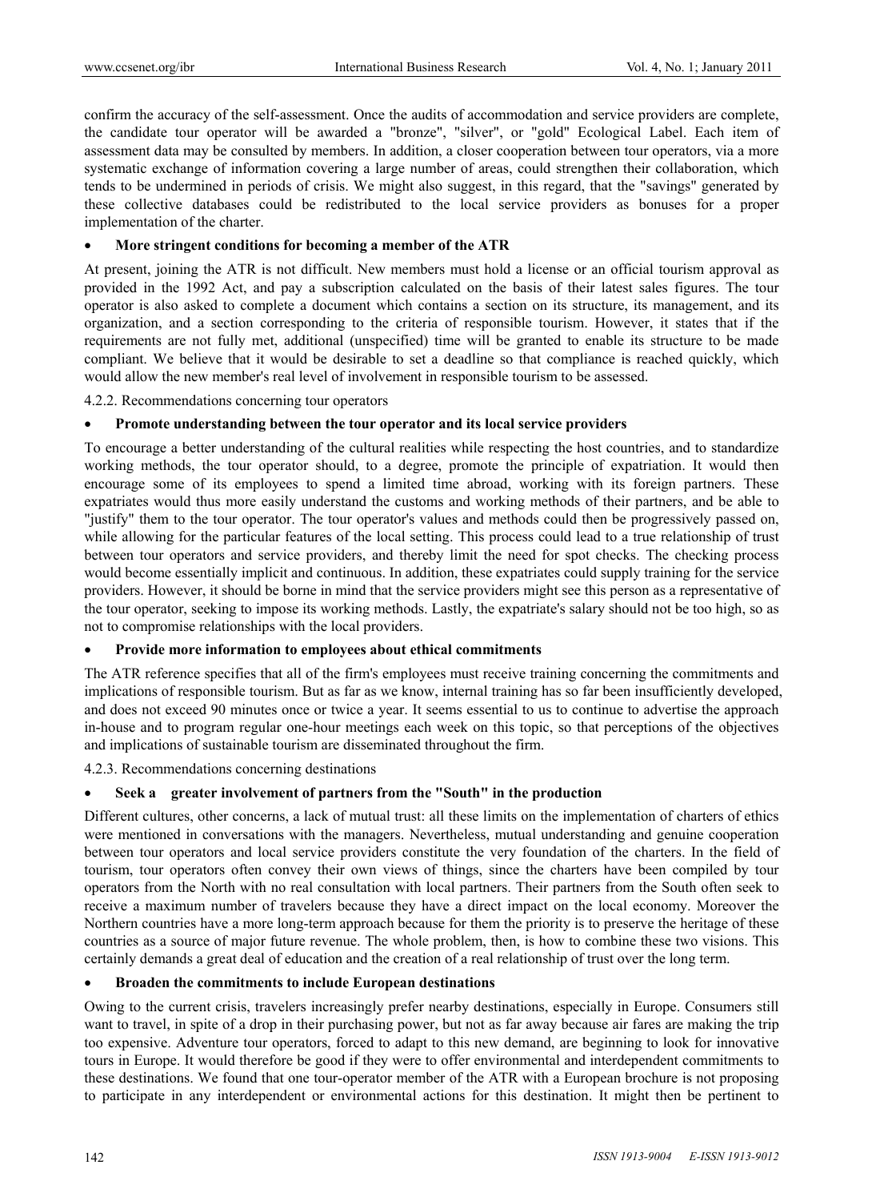confirm the accuracy of the self-assessment. Once the audits of accommodation and service providers are complete, the candidate tour operator will be awarded a "bronze", "silver", or "gold" Ecological Label. Each item of assessment data may be consulted by members. In addition, a closer cooperation between tour operators, via a more systematic exchange of information covering a large number of areas, could strengthen their collaboration, which tends to be undermined in periods of crisis. We might also suggest, in this regard, that the "savings" generated by these collective databases could be redistributed to the local service providers as bonuses for a proper implementation of the charter.

- **More stringent conditions for becoming a member of the ATR**

At present, joining the ATR is not difficult. New members must hold a license or an official tourism approval as provided in the 1992 Act, and pay a subscription calculated on the basis of their latest sales figures. The tour operator is also asked to complete a document which contains a section on its structure, its management, and its organization, and a section corresponding to the criteria of responsible tourism. However, it states that if the requirements are not fully met, additional (unspecified) time will be granted to enable its structure to be made compliant. We believe that it would be desirable to set a deadline so that compliance is reached quickly, which would allow the new member's real level of involvement in responsible tourism to be assessed.

4.2.2. Recommendations concerning tour operators

- **Promote understanding between the tour operator and its local service providers**

To encourage a better understanding of the cultural realities while respecting the host countries, and to standardize working methods, the tour operator should, to a degree, promote the principle of expatriation. It would then encourage some of its employees to spend a limited time abroad, working with its foreign partners. These expatriates would thus more easily understand the customs and working methods of their partners, and be able to "justify" them to the tour operator. The tour operator's values and methods could then be progressively passed on, while allowing for the particular features of the local setting. This process could lead to a true relationship of trust between tour operators and service providers, and thereby limit the need for spot checks. The checking process would become essentially implicit and continuous. In addition, these expatriates could supply training for the service providers. However, it should be borne in mind that the service providers might see this person as a representative of the tour operator, seeking to impose its working methods. Lastly, the expatriate's salary should not be too high, so as not to compromise relationships with the local providers.

- **Provide more information to employees about ethical commitments**

The ATR reference specifies that all of the firm's employees must receive training concerning the commitments and implications of responsible tourism. But as far as we know, internal training has so far been insufficiently developed, and does not exceed 90 minutes once or twice a year. It seems essential to us to continue to advertise the approach in-house and to program regular one-hour meetings each week on this topic, so that perceptions of the objectives and implications of sustainable tourism are disseminated throughout the firm.

4.2.3. Recommendations concerning destinations

- **Seek a greater involvement of partners from the "South" in the production**

Different cultures, other concerns, a lack of mutual trust: all these limits on the implementation of charters of ethics were mentioned in conversations with the managers. Nevertheless, mutual understanding and genuine cooperation between tour operators and local service providers constitute the very foundation of the charters. In the field of tourism, tour operators often convey their own views of things, since the charters have been compiled by tour operators from the North with no real consultation with local partners. Their partners from the South often seek to receive a maximum number of travelers because they have a direct impact on the local economy. Moreover the Northern countries have a more long-term approach because for them the priority is to preserve the heritage of these countries as a source of major future revenue. The whole problem, then, is how to combine these two visions. This certainly demands a great deal of education and the creation of a real relationship of trust over the long term.

- **Broaden the commitments to include European destinations**

Owing to the current crisis, travelers increasingly prefer nearby destinations, especially in Europe. Consumers still want to travel, in spite of a drop in their purchasing power, but not as far away because air fares are making the trip too expensive. Adventure tour operators, forced to adapt to this new demand, are beginning to look for innovative tours in Europe. It would therefore be good if they were to offer environmental and interdependent commitments to these destinations. We found that one tour-operator member of the ATR with a European brochure is not proposing to participate in any interdependent or environmental actions for this destination. It might then be pertinent to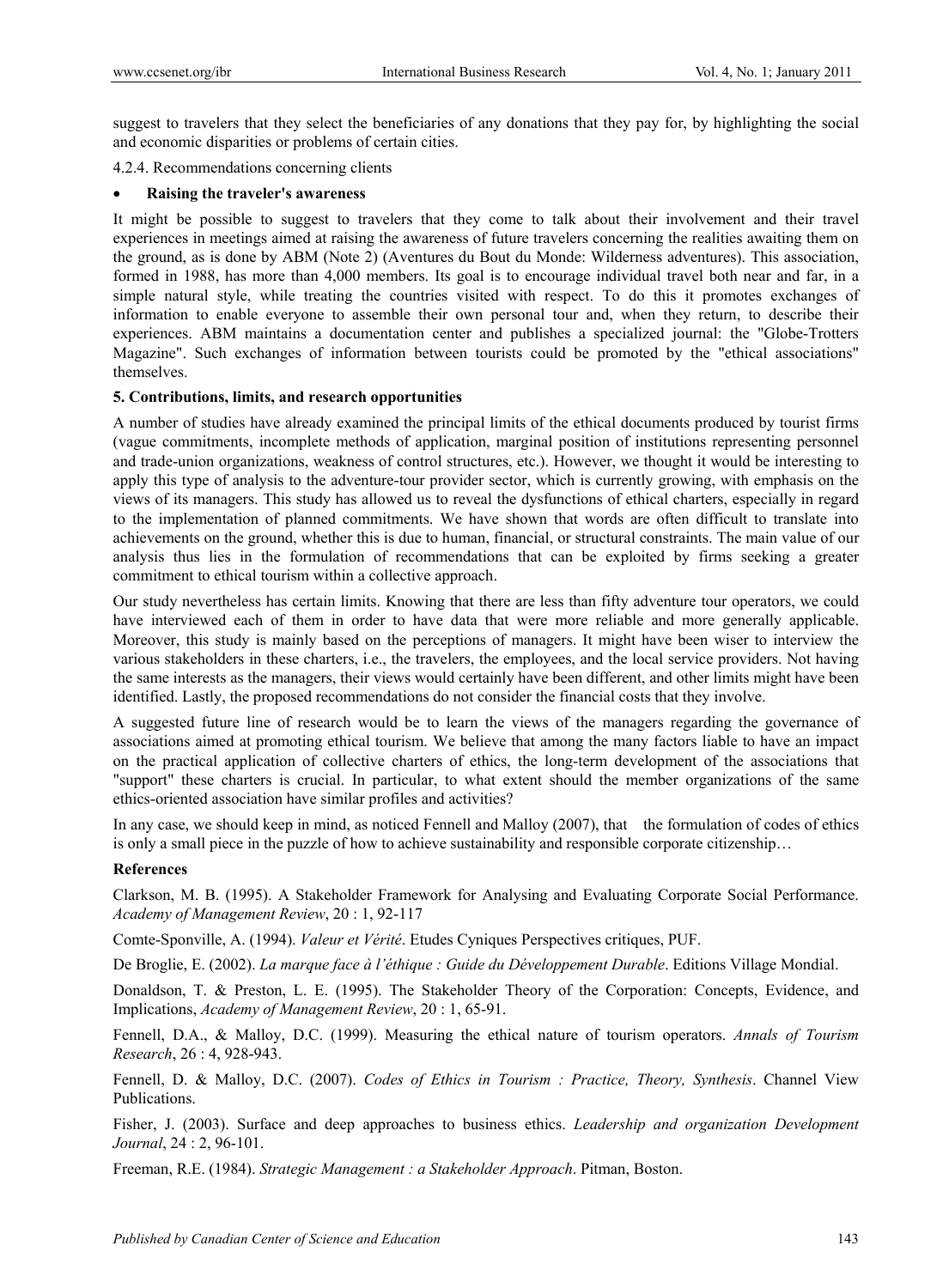suggest to travelers that they select the beneficiaries of any donations that they pay for, by highlighting the social and economic disparities or problems of certain cities.

4.2.4. Recommendations concerning clients

- **Raising the traveler's awareness**

It might be possible to suggest to travelers that they come to talk about their involvement and their travel experiences in meetings aimed at raising the awareness of future travelers concerning the realities awaiting them on the ground, as is done by ABM (Note 2) (Aventures du Bout du Monde: Wilderness adventures). This association, formed in 1988, has more than 4,000 members. Its goal is to encourage individual travel both near and far, in a simple natural style, while treating the countries visited with respect. To do this it promotes exchanges of information to enable everyone to assemble their own personal tour and, when they return, to describe their experiences. ABM maintains a documentation center and publishes a specialized journal: the "Globe-Trotters Magazine". Such exchanges of information between tourists could be promoted by the "ethical associations" themselves.

## 5. Contributions, limits, and research opportunities

A number of studies have already examined the principal limits of the ethical documents produced by tourist firms (vague commitments, incomplete methods of application, marginal position of institutions representing personnel and trade-union organizations, weakness of control structures, etc.). However, we thought it would be interesting to apply this type of analysis to the adventure-tour provider sector, which is currently growing, with emphasis on the views of its managers. This study has allowed us to reveal the dysfunctions of ethical charters, especially in regard to the implementation of planned commitments. We have shown that words are often difficult to translate into achievements on the ground, whether this is due to human, financial, or structural constraints. The main value of our analysis thus lies in the formulation of recommendations that can be exploited by firms seeking a greater commitment to ethical tourism within a collective approach.

Our study nevertheless has certain limits. Knowing that there are less than fifty adventure tour operators, we could have interviewed each of them in order to have data that were more reliable and more generally applicable. Moreover, this study is mainly based on the perceptions of managers. It might have been wiser to interview the various stakeholders in these charters, i.e., the travelers, the employees, and the local service providers. Not having the same interests as the managers, their views would certainly have been different, and other limits might have been identified. Lastly, the proposed recommendations do not consider the financial costs that they involve.

A suggested future line of research would be to learn the views of the managers regarding the governance of associations aimed at promoting ethical tourism. We believe that among the many factors liable to have an impact on the practical application of collective charters of ethics, the long-term development of the associations that "support" these charters is crucial. In particular, to what extent should the member organizations of the same ethics-oriented association have similar profiles and activities?

In any case, we should keep in mind, as noticed Fennell and Malloy (2007), that the formulation of codes of ethics is only a small piece in the puzzle of how to achieve sustainability and responsible corporate citizenship…

## References

Clarkson, M. B. (1995). A Stakeholder Framework for Analysing and Evaluating Corporate Social Performance. *Academy of Management Review*, 20 : 1, 92-117

Comte-Sponville, A. (1994). *Valeur et Vérité*. Etudes Cyniques Perspectives critiques, PUF.

De Broglie, E. (2002). *La marque face à l'éthique : Guide du Développement Durable*. Editions Village Mondial.

Donaldson, T. & Preston, L. E. (1995). The Stakeholder Theory of the Corporation: Concepts, Evidence, and Implications, *Academy of Management Review*, 20 : 1, 65-91.

Fennell, D.A., & Malloy, D.C. (1999). Measuring the ethical nature of tourism operators. *Annals of Tourism Research*, 26 : 4, 928-943.

Fennell, D. & Malloy, D.C. (2007). *Codes of Ethics in Tourism : Practice, Theory, Synthesis*. Channel View Publications.

Fisher, J. (2003). Surface and deep approaches to business ethics. *Leadership and organization Development Journal*, 24 : 2, 96-101.

Freeman, R.E. (1984). *Strategic Management : a Stakeholder Approach*. Pitman, Boston.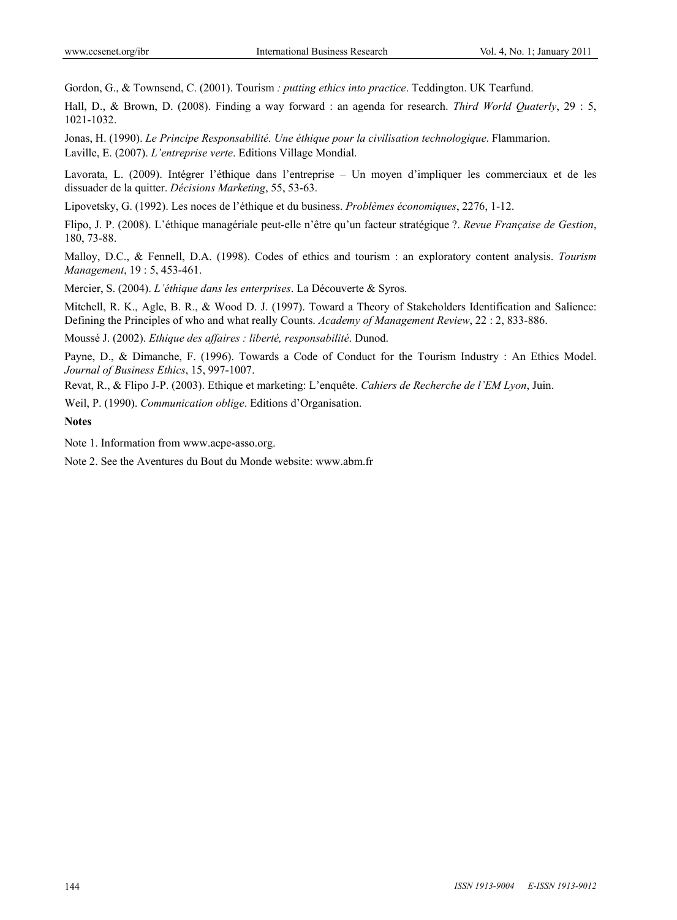Gordon, G., & Townsend, C. (2001). Tourism *: putting ethics into practice*. Teddington. UK Tearfund.

Hall, D., & Brown, D. (2008). Finding a way forward : an agenda for research. *Third World Quaterly*, 29 : 5, 1021-1032.

Jonas, H. (1990). *Le Principe Responsabilité. Une éthique pour la civilisation technologique*. Flammarion.

Laville, E. (2007). *L'entreprise verte*. Editions Village Mondial.

Lavorata, L. (2009). Intégrer l'éthique dans l'entreprise – Un moyen d'impliquer les commerciaux et de les dissuader de la quitter. *Décisions Marketing*, 55, 53-63.

Lipovetsky, G. (1992). Les noces de l'éthique et du business. *Problèmes économiques*, 2276, 1-12.

Flipo, J. P. (2008). L'éthique managériale peut-elle n'être qu'un facteur stratégique ?. *Revue Française de Gestion*, 180, 73-88.

Malloy, D.C., & Fennell, D.A. (1998). Codes of ethics and tourism : an exploratory content analysis. *Tourism Management*, 19 : 5, 453-461.

Mercier, S. (2004). *L'éthique dans les enterprises*. La Découverte & Syros.

Mitchell, R. K., Agle, B. R., & Wood D. J. (1997). Toward a Theory of Stakeholders Identification and Salience: Defining the Principles of who and what really Counts. *Academy of Management Review*, 22 : 2, 833-886.

Moussé J. (2002). *Ethique des affaires : liberté, responsabilité*. Dunod.

Payne, D., & Dimanche, F. (1996). Towards a Code of Conduct for the Tourism Industry : An Ethics Model. *Journal of Business Ethics*, 15, 997-1007.

Revat, R., & Flipo J-P. (2003). Ethique et marketing: L'enquête. *Cahiers de Recherche de l'EM Lyon*, Juin.

Weil, P. (1990). *Communication oblige*. Editions d'Organisation.

**Notes**

Note 1. Information from www.acpe-asso.org.

Note 2. See the Aventures du Bout du Monde website: www.abm.fr